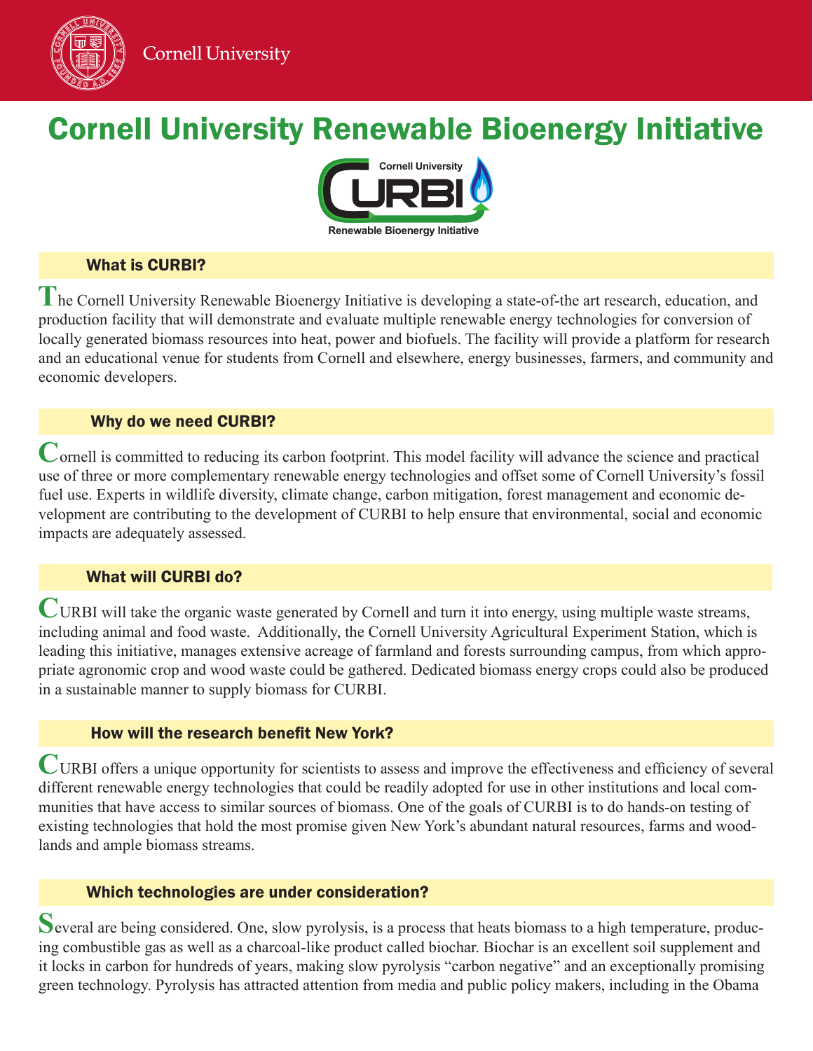# Cornell University Renewable Bioenergy Initiative

## What is CURBI?

The Cornell University Renewable Bioenergy Initiative is developing a state-of-the art research, education, and production facility that will demonstrate and evaluate multiple renewable energy technologies for conversion of locally generated biomass resources into heat, power and biofuels. The facility will provide a platform for research and an educational venue for students from Cornell and elsewhere, energy businesses, farmers, and community and economic developers.

## Why do we need CURBI?

Cornell is committed to reducing its carbon footprint. This model facility will advance the science and practical use of three or more complementary renewable energy technologies and offset some of Cornell University's fossil fuel use. Experts in wildlife diversity, climate change, carbon mitigation, forest management and economic development are contributing to the development of CURBI to help ensure that environmental, social and economic impacts are adequately assessed.

## What will CURBI do?

CURBI will take the organic waste generated by Cornell and turn it into energy, using multiple waste streams, including animal and food waste. Additionally, the Cornell University Agricultural Experiment Station, which is leading this initiative, manages extensive acreage of farmland and forests surrounding campus, from which appropriate agronomic crop and wood waste could be gathered. Dedicated biomass energy crops could also be produced in a sustainable manner to supply biomass for CURBI.

## How will the research benefit New York?

CURBI offers a unique opportunity for scientists to assess and improve the effectiveness and efficiency of several different renewable energy technologies that could be readily adopted for use in other institutions and local communities that have access to similar sources of biomass. One of the goals of CURBI is to do hands-on testing of existing technologies that hold the most promise given New York's abundant natural resources, farms and woodlands and ample biomass streams.

## Which technologies are under consideration?

Several are being considered. One, slow pyrolysis, is a process that heats biomass to a high temperature, producing combustible gas as well as a charcoal-like product called biochar. Biochar is an excellent soil supplement and it locks in carbon for hundreds of years, making slow pyrolysis "carbon negative" and an exceptionally promising green technology. Pyrolysis has attracted attention from media and public policy makers, including in the Obama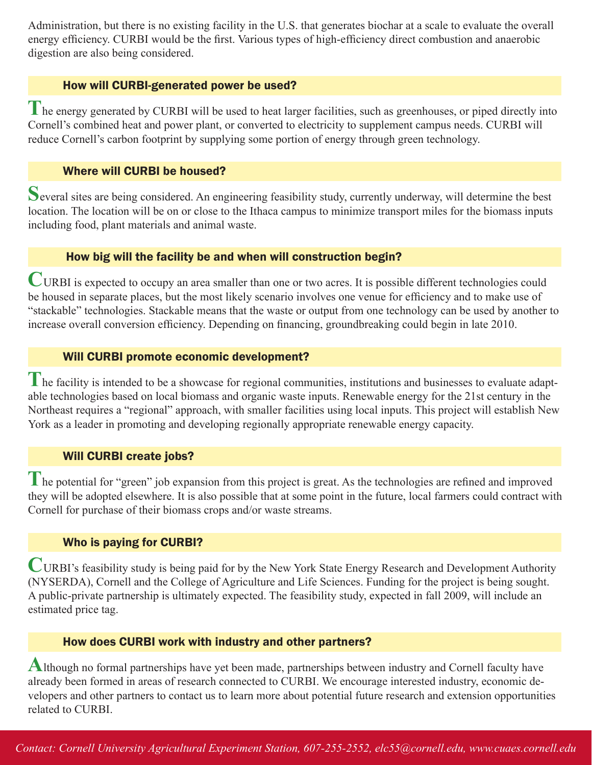Administration, but there is no existing facility in the U.S. that generates biochar at a scale to evaluate the overall energy efficiency. CURBI would be the first. Various types of high-efficiency direct combustion and anaerobic digestion are also being considered.

### How will CURBI-generated power be used?

The energy generated by CURBI will be used to heat larger facilities, such as greenhouses, or piped directly into Cornell's combined heat and power plant, or converted to electricity to supplement campus needs. CURBI will reduce Cornell's carbon footprint by supplying some portion of energy through green technology.

### Where will CURBI be housed?

Several sites are being considered. An engineering feasibility study, currently underway, will determine the best location. The location will be on or close to the Ithaca campus to minimize transport miles for the biomass inputs including food, plant materials and animal waste.

### How big will the facility be and when will construction begin?

CURBI is expected to occupy an area smaller than one or two acres. It is possible different technologies could be housed in separate places, but the most likely scenario involves one venue for efficiency and to make use of "stackable" technologies. Stackable means that the waste or output from one technology can be used by another to increase overall conversion efficiency. Depending on financing, groundbreaking could begin in late 2010.

### Will CURBI promote economic development?

The facility is intended to be a showcase for regional communities, institutions and businesses to evaluate adaptable technologies based on local biomass and organic waste inputs. Renewable energy for the 21st century in the Northeast requires a "regional" approach, with smaller facilities using local inputs. This project will establish New York as a leader in promoting and developing regionally appropriate renewable energy capacity.

### Will CURBI create jobs?

The potential for "green" job expansion from this project is great. As the technologies are refined and improved they will be adopted elsewhere. It is also possible that at some point in the future, local farmers could contract with Cornell for purchase of their biomass crops and/or waste streams.

### Who is paying for CURBI?

CURBI's feasibility study is being paid for by the New York State Energy Research and Development Authority (NYSERDA), Cornell and the College of Agriculture and Life Sciences. Funding for the project is being sought. A public-private partnership is ultimately expected. The feasibility study, expected in fall 2009, will include an estimated price tag.

### How does CURBI work with industry and other partners?

Although no formal partnerships have yet been made, partnerships between industry and Cornell faculty have already been formed in areas of research connected to CURBI. We encourage interested industry, economic developers and other partners to contact us to learn more about potential future research and extension opportunities related to CURBI.

*Contact: Cornell University Agricultural Experiment Station, 607-255-2552, elc55@cornell.edu, www.cuaes.cornell.edu*